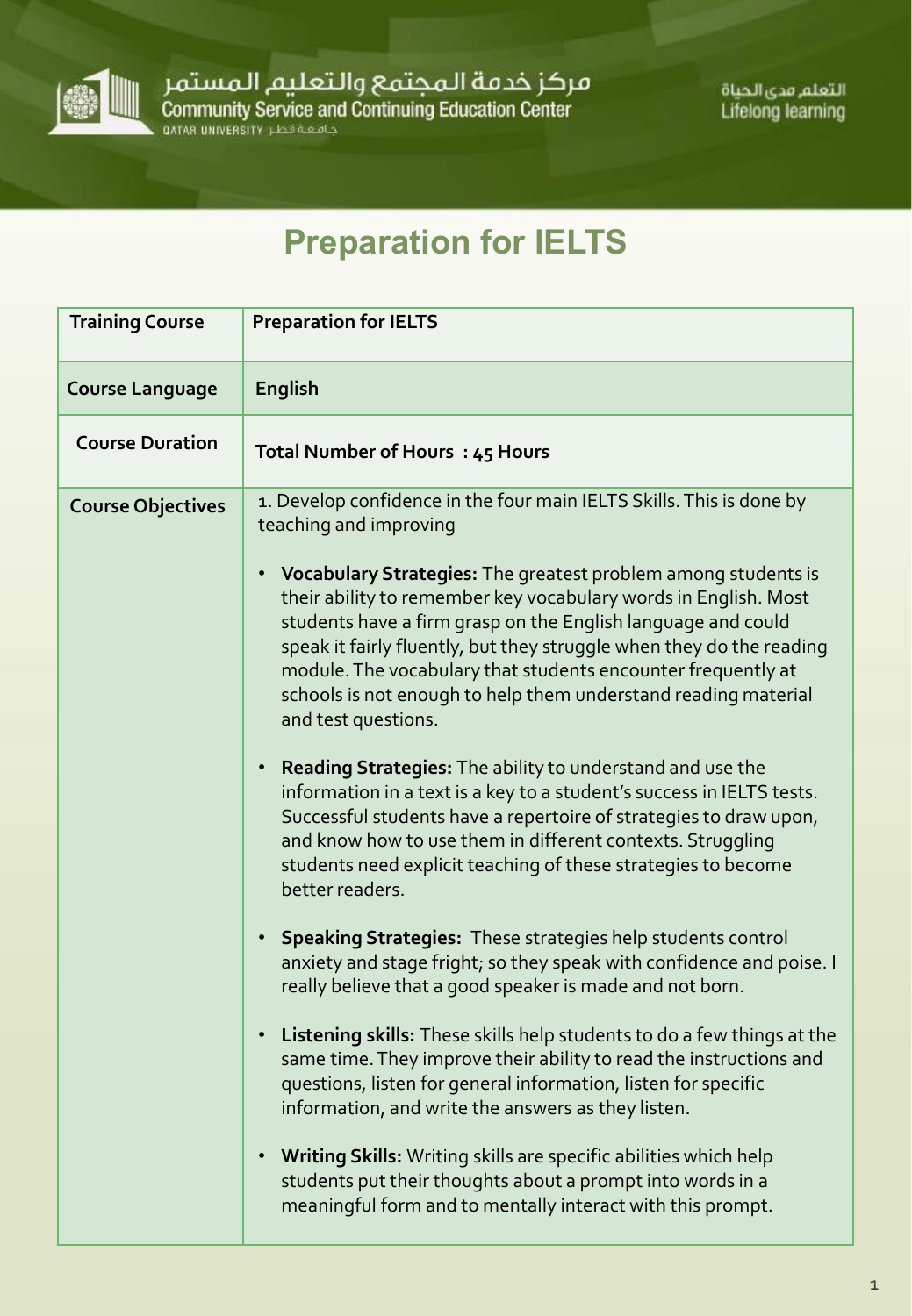مركز خدمة المجتمع والتعليم المستمر
Community Service and Continuing Education Center
QATAR UNIVERSITY جامعة قطر

التعلم مدى الحياة
Lifelong learning

# Preparation for IELTS

| Training Course | Preparation for IELTS |
|---|---|
| Course Language | English |
| Course Duration | Total Number of Hours : 45 Hours |
| Course Objectives | 1. Develop confidence in the four main IELTS Skills. This is done by teaching and improving<br><br>• **Vocabulary Strategies:** The greatest problem among students is their ability to remember key vocabulary words in English. Most students have a firm grasp on the English language and could speak it fairly fluently, but they struggle when they do the reading module. The vocabulary that students encounter frequently at schools is not enough to help them understand reading material and test questions.<br><br>• **Reading Strategies:** The ability to understand and use the information in a text is a key to a student's success in IELTS tests. Successful students have a repertoire of strategies to draw upon, and know how to use them in different contexts. Struggling students need explicit teaching of these strategies to become better readers.<br><br>• **Speaking Strategies:** These strategies help students control anxiety and stage fright; so they speak with confidence and poise. I really believe that a good speaker is made and not born.<br><br>• **Listening skills:** These skills help students to do a few things at the same time. They improve their ability to read the instructions and questions, listen for general information, listen for specific information, and write the answers as they listen.<br><br>• **Writing Skills:** Writing skills are specific abilities which help students put their thoughts about a prompt into words in a meaningful form and to mentally interact with this prompt. |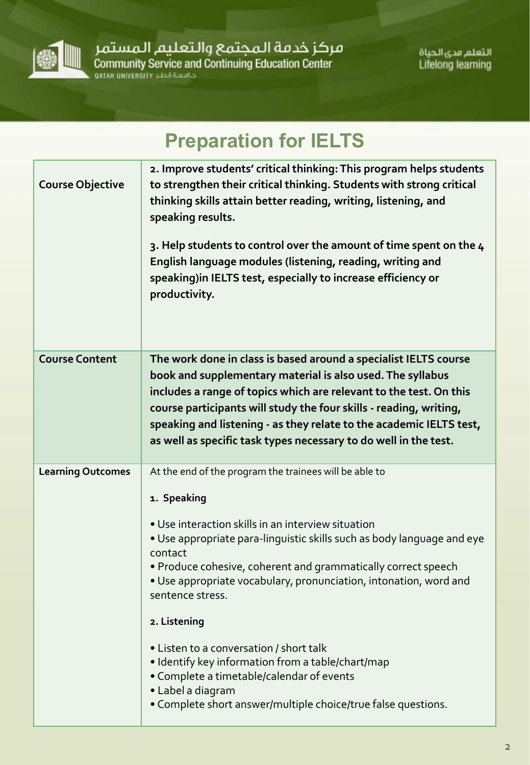# Preparation for IELTS

| | |
|---|---|
| **Course Objective** | **2. Improve students' critical thinking: This program helps students to strengthen their critical thinking. Students with strong critical thinking skills attain better reading, writing, listening, and speaking results.**<br><br>**3. Help students to control over the amount of time spent on the 4 English language modules (listening, reading, writing and speaking)in IELTS test, especially to increase efficiency or productivity.** |
| **Course Content** | **The work done in class is based around a specialist IELTS course book and supplementary material is also used. The syllabus includes a range of topics which are relevant to the test. On this course participants will study the four skills - reading, writing, speaking and listening - as they relate to the academic IELTS test, as well as specific task types necessary to do well in the test.** |
| **Learning Outcomes** | At the end of the program the trainees will be able to<br><br>**1. Speaking**<br><br>• Use interaction skills in an interview situation<br>• Use appropriate para-linguistic skills such as body language and eye contact<br>• Produce cohesive, coherent and grammatically correct speech<br>• Use appropriate vocabulary, pronunciation, intonation, word and sentence stress.<br><br>**2. Listening**<br><br>• Listen to a conversation / short talk<br>• Identify key information from a table/chart/map<br>• Complete a timetable/calendar of events<br>• Label a diagram<br>• Complete short answer/multiple choice/true false questions. |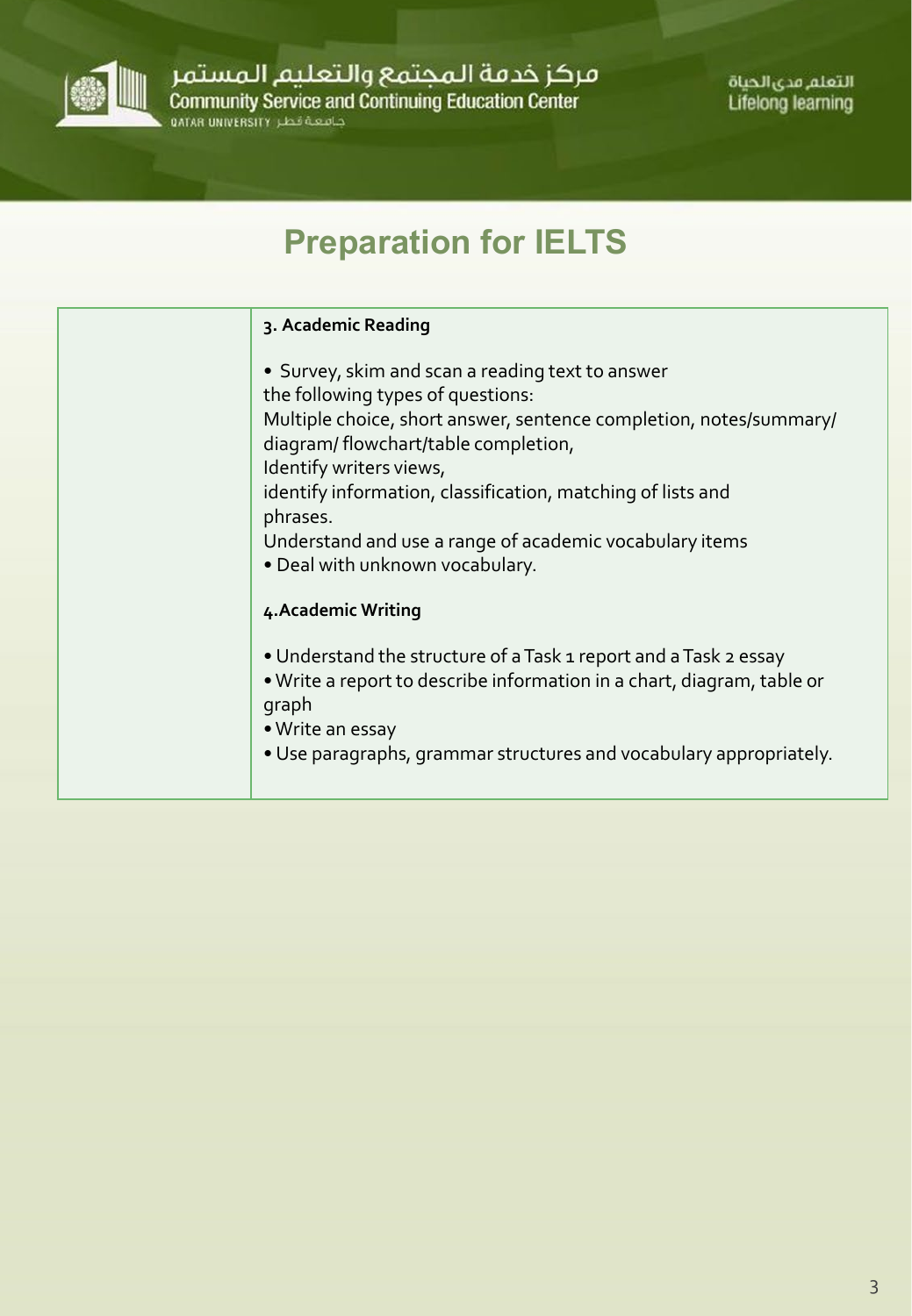# Preparation for IELTS

| | |
|---|---|
| | **3. Academic Reading**<br><br>• Survey, skim and scan a reading text to answer the following types of questions:<br>Multiple choice, short answer, sentence completion, notes/summary/ diagram/ flowchart/table completion,<br>Identify writers views,<br>identify information, classification, matching of lists and phrases.<br>Understand and use a range of academic vocabulary items<br>• Deal with unknown vocabulary.<br><br>**4.Academic Writing**<br><br>• Understand the structure of a Task 1 report and a Task 2 essay<br>• Write a report to describe information in a chart, diagram, table or graph<br>• Write an essay<br>• Use paragraphs, grammar structures and vocabulary appropriately. |